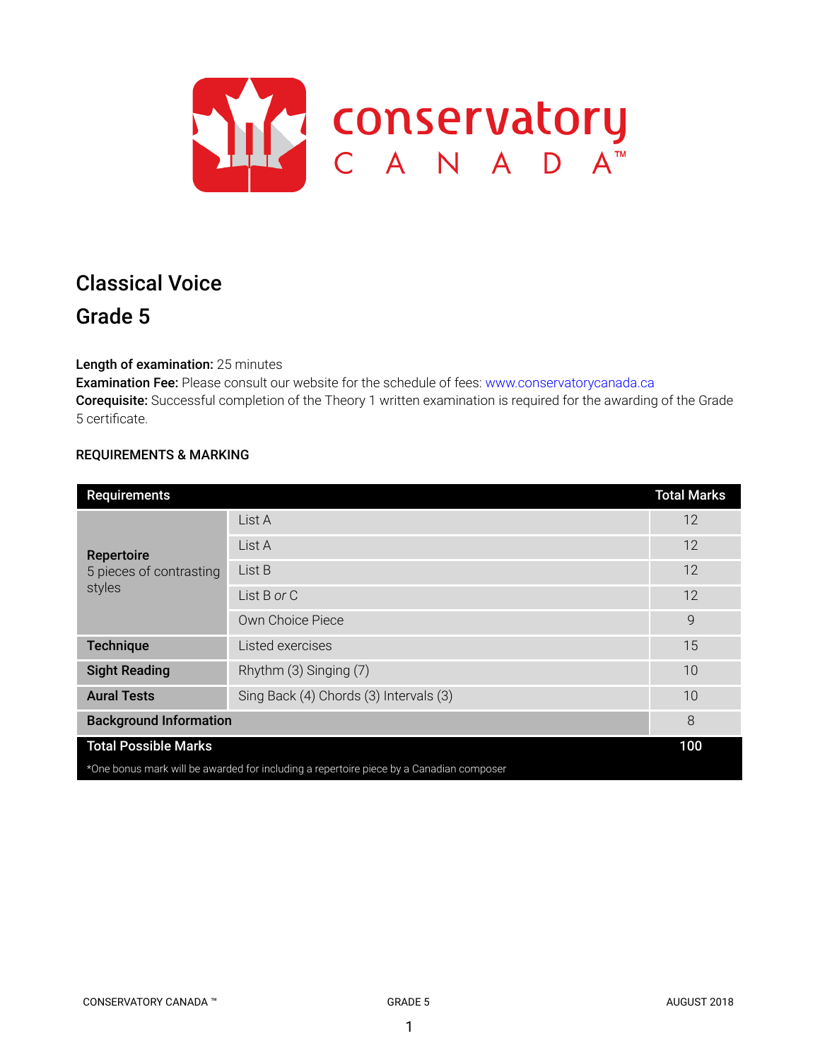# Classical Voice

## Grade 5

**Length of examination:** 25 minutes
**Examination Fee:** Please consult our website for the schedule of fees: www.conservatorycanada.ca
**Corequisite:** Successful completion of the Theory 1 written examination is required for the awarding of the Grade 5 certificate.

### REQUIREMENTS & MARKING

| Requirements | | Total Marks |
|---|---|---|
| **Repertoire** 5 pieces of contrasting styles | List A | 12 |
| | List A | 12 |
| | List B | 12 |
| | List B *or* C | 12 |
| | Own Choice Piece | 9 |
| **Technique** | Listed exercises | 15 |
| **Sight Reading** | Rhythm (3) Singing (7) | 10 |
| **Aural Tests** | Sing Back (4) Chords (3) Intervals (3) | 10 |
| **Background Information** | | 8 |
| **Total Possible Marks** | | **100** |

*One bonus mark will be awarded for including a repertoire piece by a Canadian composer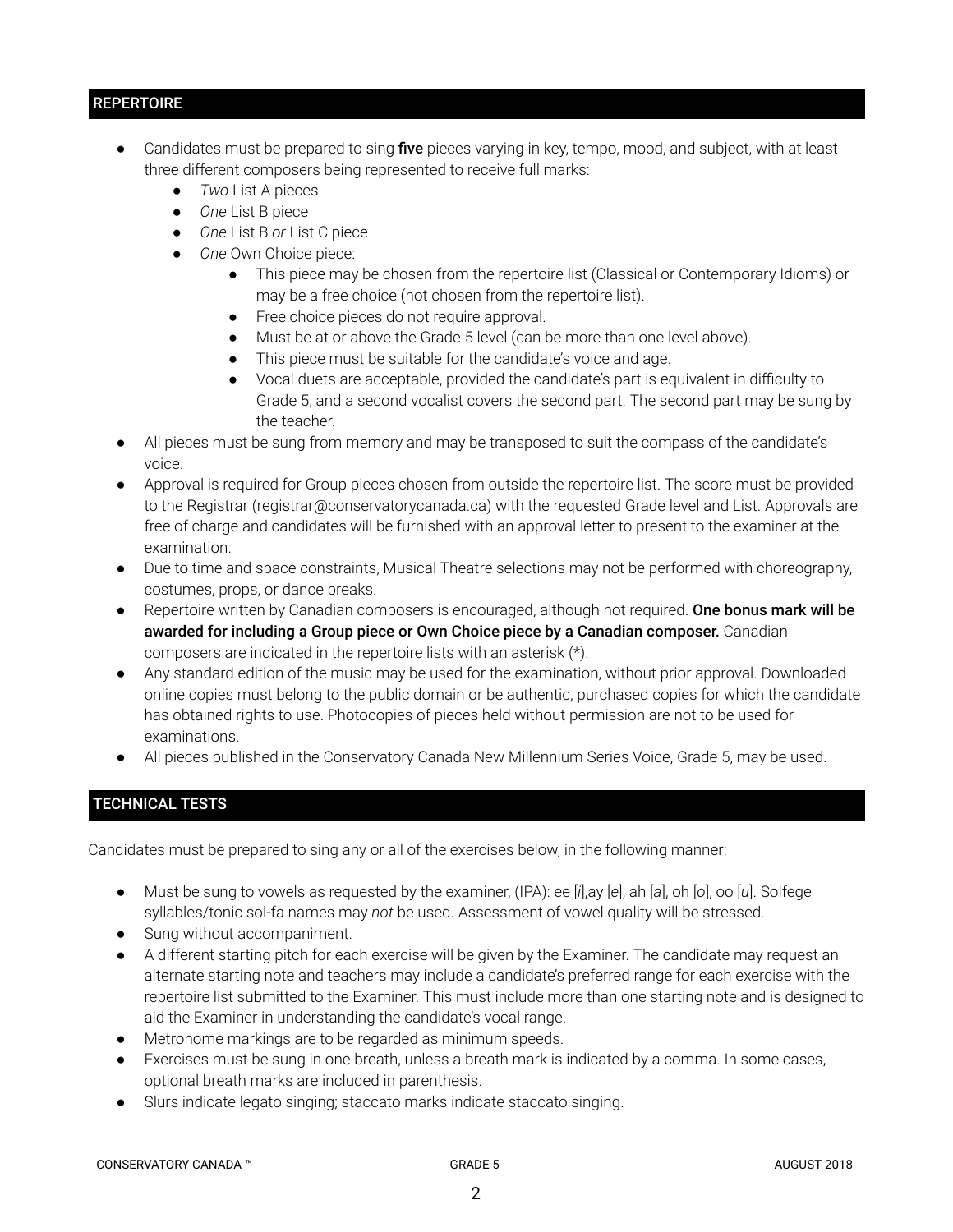## REPERTOIRE

- Candidates must be prepared to sing **five** pieces varying in key, tempo, mood, and subject, with at least three different composers being represented to receive full marks:
    - *Two* List A pieces
    - *One* List B piece
    - *One* List B *or* List C piece
    - *One* Own Choice piece:
        - This piece may be chosen from the repertoire list (Classical or Contemporary Idioms) or may be a free choice (not chosen from the repertoire list).
        - Free choice pieces do not require approval.
        - Must be at or above the Grade 5 level (can be more than one level above).
        - This piece must be suitable for the candidate's voice and age.
        - Vocal duets are acceptable, provided the candidate's part is equivalent in difficulty to Grade 5, and a second vocalist covers the second part. The second part may be sung by the teacher.
- All pieces must be sung from memory and may be transposed to suit the compass of the candidate's voice.
- Approval is required for Group pieces chosen from outside the repertoire list. The score must be provided to the Registrar (registrar@conservatorycanada.ca) with the requested Grade level and List. Approvals are free of charge and candidates will be furnished with an approval letter to present to the examiner at the examination.
- Due to time and space constraints, Musical Theatre selections may not be performed with choreography, costumes, props, or dance breaks.
- Repertoire written by Canadian composers is encouraged, although not required. **One bonus mark will be awarded for including a Group piece or Own Choice piece by a Canadian composer.** Canadian composers are indicated in the repertoire lists with an asterisk (*).
- Any standard edition of the music may be used for the examination, without prior approval. Downloaded online copies must belong to the public domain or be authentic, purchased copies for which the candidate has obtained rights to use. Photocopies of pieces held without permission are not to be used for examinations.
- All pieces published in the Conservatory Canada New Millennium Series Voice, Grade 5, may be used.

## TECHNICAL TESTS

Candidates must be prepared to sing any or all of the exercises below, in the following manner:

- Must be sung to vowels as requested by the examiner, (IPA): ee [*i*],ay [*e*], ah [*a*], oh [*o*], oo [*u*]. Solfege syllables/tonic sol-fa names may *not* be used. Assessment of vowel quality will be stressed.
- Sung without accompaniment.
- A different starting pitch for each exercise will be given by the Examiner. The candidate may request an alternate starting note and teachers may include a candidate's preferred range for each exercise with the repertoire list submitted to the Examiner. This must include more than one starting note and is designed to aid the Examiner in understanding the candidate's vocal range.
- Metronome markings are to be regarded as minimum speeds.
- Exercises must be sung in one breath, unless a breath mark is indicated by a comma. In some cases, optional breath marks are included in parenthesis.
- Slurs indicate legato singing; staccato marks indicate staccato singing.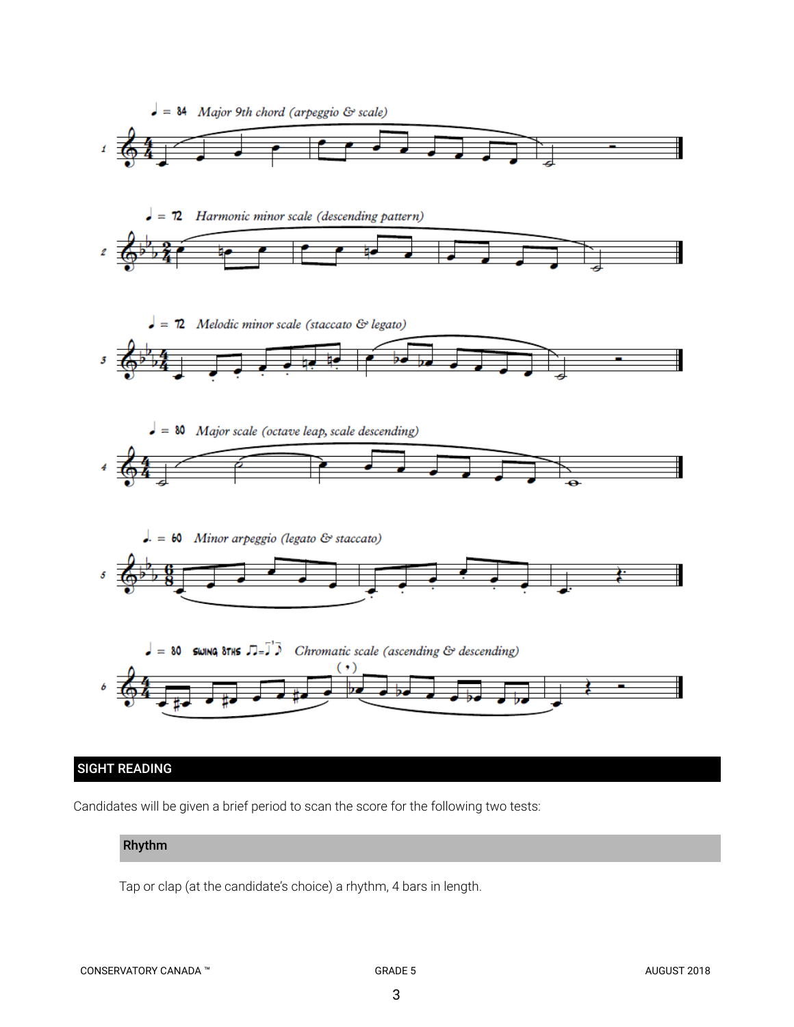♩ = 84 *Major 9th chord (arpeggio & scale)*

♩ = 72 *Harmonic minor scale (descending pattern)*

♩ = 72 *Melodic minor scale (staccato & legato)*

♩ = 80 *Major scale (octave leap, scale descending)*

♩. = 60 *Minor arpeggio (legato & staccato)*

♩ = 80 SWING 8THS *Chromatic scale (ascending & descending)*

## SIGHT READING

Candidates will be given a brief period to scan the score for the following two tests:

### Rhythm

Tap or clap (at the candidate's choice) a rhythm, 4 bars in length.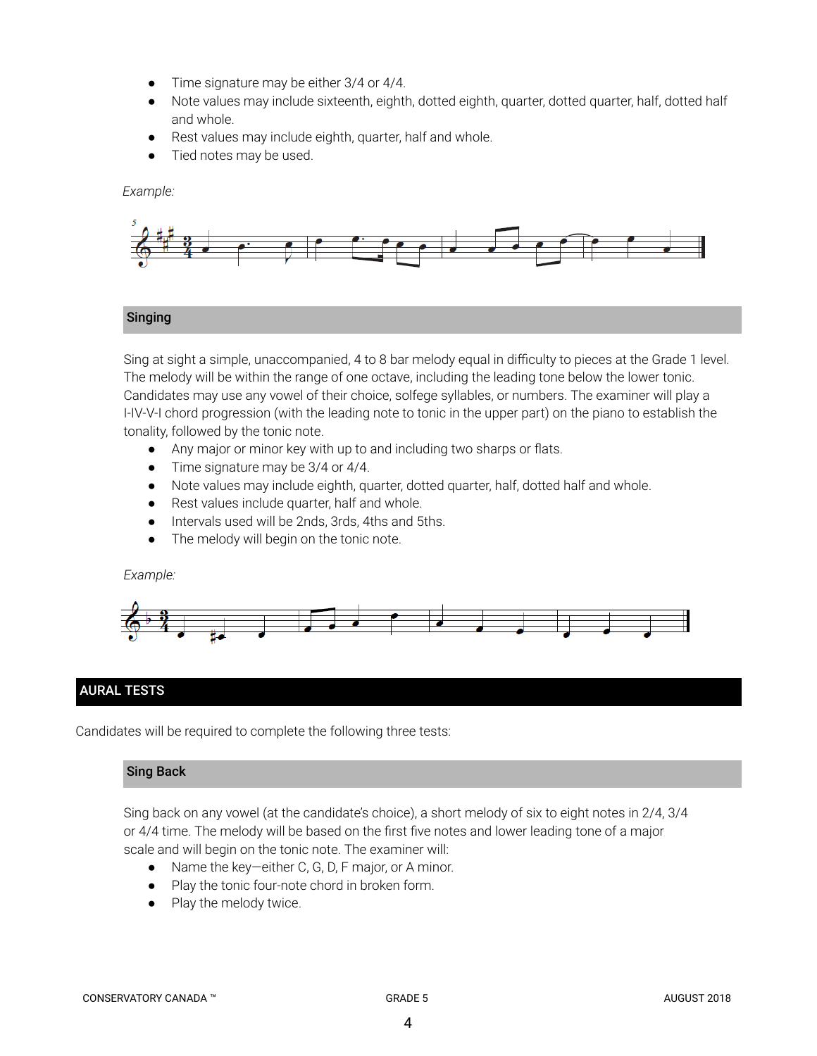- Time signature may be either 3/4 or 4/4.
- Note values may include sixteenth, eighth, dotted eighth, quarter, dotted quarter, half, dotted half and whole.
- Rest values may include eighth, quarter, half and whole.
- Tied notes may be used.

*Example:*

### Singing

Sing at sight a simple, unaccompanied, 4 to 8 bar melody equal in difficulty to pieces at the Grade 1 level. The melody will be within the range of one octave, including the leading tone below the lower tonic. Candidates may use any vowel of their choice, solfege syllables, or numbers. The examiner will play a I-IV-V-I chord progression (with the leading note to tonic in the upper part) on the piano to establish the tonality, followed by the tonic note.

- Any major or minor key with up to and including two sharps or flats.
- Time signature may be 3/4 or 4/4.
- Note values may include eighth, quarter, dotted quarter, half, dotted half and whole.
- Rest values include quarter, half and whole.
- Intervals used will be 2nds, 3rds, 4ths and 5ths.
- The melody will begin on the tonic note.

*Example:*

## AURAL TESTS

Candidates will be required to complete the following three tests:

### Sing Back

Sing back on any vowel (at the candidate's choice), a short melody of six to eight notes in 2/4, 3/4 or 4/4 time. The melody will be based on the first five notes and lower leading tone of a major scale and will begin on the tonic note. The examiner will:

- Name the key—either C, G, D, F major, or A minor.
- Play the tonic four-note chord in broken form.
- Play the melody twice.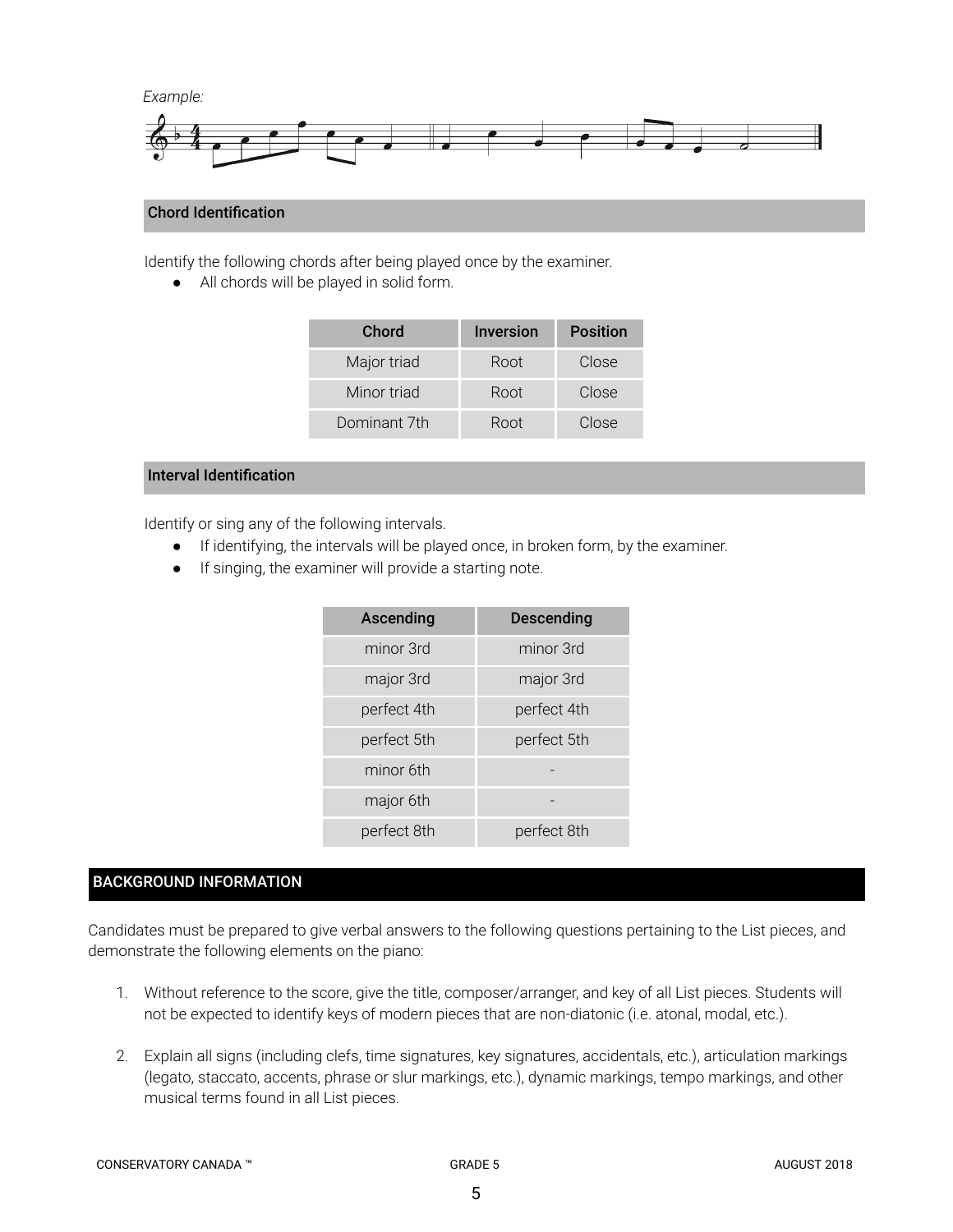*Example:*

## Chord Identification

Identify the following chords after being played once by the examiner.

- All chords will be played in solid form.

| Chord | Inversion | Position |
|---|---|---|
| Major triad | Root | Close |
| Minor triad | Root | Close |
| Dominant 7th | Root | Close |

## Interval Identification

Identify or sing any of the following intervals.

- If identifying, the intervals will be played once, in broken form, by the examiner.
- If singing, the examiner will provide a starting note.

| Ascending | Descending |
|---|---|
| minor 3rd | minor 3rd |
| major 3rd | major 3rd |
| perfect 4th | perfect 4th |
| perfect 5th | perfect 5th |
| minor 6th | - |
| major 6th | - |
| perfect 8th | perfect 8th |

# BACKGROUND INFORMATION

Candidates must be prepared to give verbal answers to the following questions pertaining to the List pieces, and demonstrate the following elements on the piano:

1. Without reference to the score, give the title, composer/arranger, and key of all List pieces. Students will not be expected to identify keys of modern pieces that are non-diatonic (i.e. atonal, modal, etc.).
2. Explain all signs (including clefs, time signatures, key signatures, accidentals, etc.), articulation markings (legato, staccato, accents, phrase or slur markings, etc.), dynamic markings, tempo markings, and other musical terms found in all List pieces.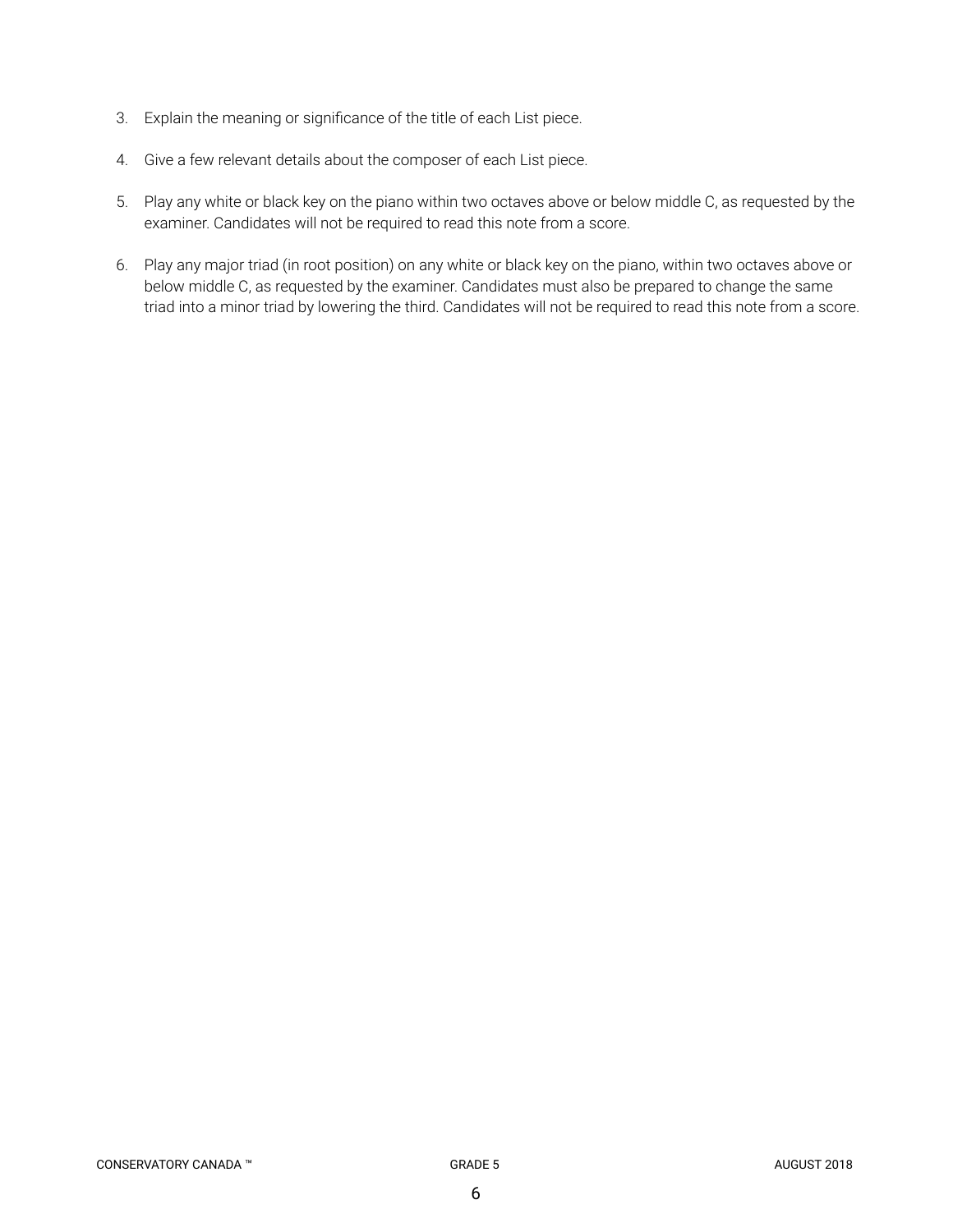3. Explain the meaning or significance of the title of each List piece.

4. Give a few relevant details about the composer of each List piece.

5. Play any white or black key on the piano within two octaves above or below middle C, as requested by the examiner. Candidates will not be required to read this note from a score.

6. Play any major triad (in root position) on any white or black key on the piano, within two octaves above or below middle C, as requested by the examiner. Candidates must also be prepared to change the same triad into a minor triad by lowering the third. Candidates will not be required to read this note from a score.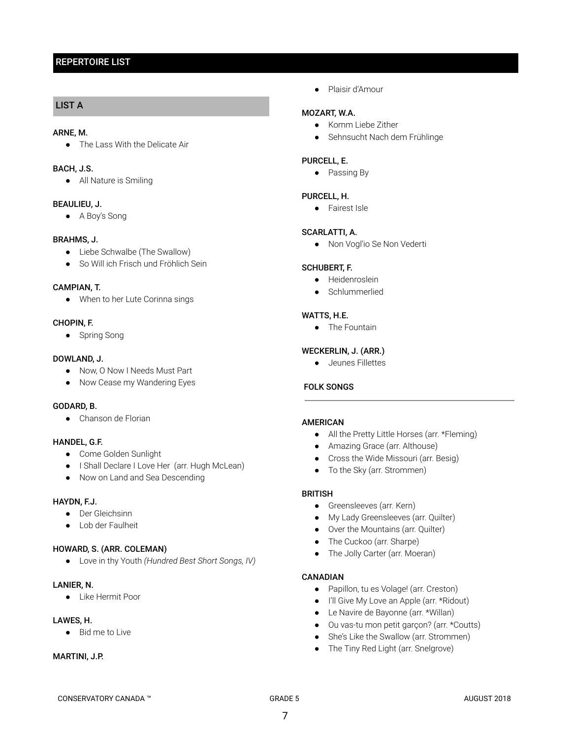## REPERTOIRE LIST

### LIST A

**ARNE, M.**
- The Lass With the Delicate Air

**BACH, J.S.**
- All Nature is Smiling

**BEAULIEU, J.**
- A Boy's Song

**BRAHMS, J.**
- Liebe Schwalbe (The Swallow)
- So Will ich Frisch und Fröhlich Sein

**CAMPIAN, T.**
- When to her Lute Corinna sings

**CHOPIN, F.**
- Spring Song

**DOWLAND, J.**
- Now, O Now I Needs Must Part
- Now Cease my Wandering Eyes

**GODARD, B.**
- Chanson de Florian

**HANDEL, G.F.**
- Come Golden Sunlight
- I Shall Declare I Love Her (arr. Hugh McLean)
- Now on Land and Sea Descending

**HAYDN, F.J.**
- Der Gleichsinn
- Lob der Faulheit

**HOWARD, S. (ARR. COLEMAN)**
- Love in thy Youth *(Hundred Best Short Songs, IV)*

**LANIER, N.**
- Like Hermit Poor

**LAWES, H.**
- Bid me to Live

**MARTINI, J.P.**
- Plaisir d'Amour

**MOZART, W.A.**
- Komm Liebe Zither
- Sehnsucht Nach dem Frühlinge

**PURCELL, E.**
- Passing By

**PURCELL, H.**
- Fairest Isle

**SCARLATTI, A.**
- Non Vogl'io Se Non Vederti

**SCHUBERT, F.**
- Heidenroslein
- Schlummerlied

**WATTS, H.E.**
- The Fountain

**WECKERLIN, J. (ARR.)**
- Jeunes Fillettes

#### FOLK SONGS

**AMERICAN**
- All the Pretty Little Horses (arr. *Fleming)
- Amazing Grace (arr. Althouse)
- Cross the Wide Missouri (arr. Besig)
- To the Sky (arr. Strommen)

**BRITISH**
- Greensleeves (arr. Kern)
- My Lady Greensleeves (arr. Quilter)
- Over the Mountains (arr. Quilter)
- The Cuckoo (arr. Sharpe)
- The Jolly Carter (arr. Moeran)

**CANADIAN**
- Papillon, tu es Volage! (arr. Creston)
- I'll Give My Love an Apple (arr. *Ridout)
- Le Navire de Bayonne (arr. *Willan)
- Ou vas-tu mon petit garçon? (arr. *Coutts)
- She's Like the Swallow (arr. Strommen)
- The Tiny Red Light (arr. Snelgrove)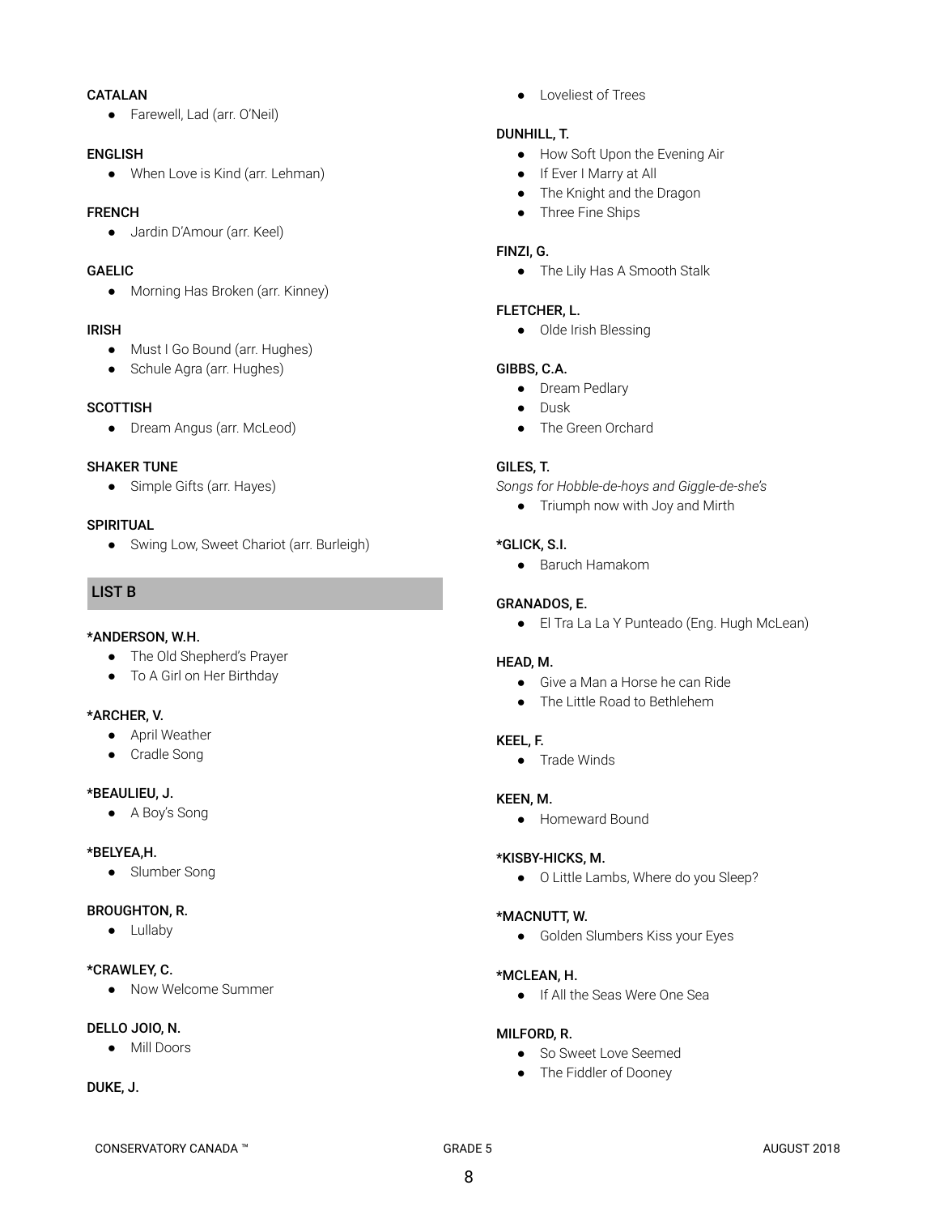**CATALAN**

- Farewell, Lad (arr. O'Neil)

**ENGLISH**

- When Love is Kind (arr. Lehman)

**FRENCH**

- Jardin D'Amour (arr. Keel)

**GAELIC**

- Morning Has Broken (arr. Kinney)

**IRISH**

- Must I Go Bound (arr. Hughes)
- Schule Agra (arr. Hughes)

**SCOTTISH**

- Dream Angus (arr. McLeod)

**SHAKER TUNE**

- Simple Gifts (arr. Hayes)

**SPIRITUAL**

- Swing Low, Sweet Chariot (arr. Burleigh)

## LIST B

**\*ANDERSON, W.H.**

- The Old Shepherd's Prayer
- To A Girl on Her Birthday

**\*ARCHER, V.**

- April Weather
- Cradle Song

**\*BEAULIEU, J.**

- A Boy's Song

**\*BELYEA,H.**

- Slumber Song

**BROUGHTON, R.**

- Lullaby

**\*CRAWLEY, C.**

- Now Welcome Summer

**DELLO JOIO, N.**

- Mill Doors

**DUKE, J.**

- Loveliest of Trees

**DUNHILL, T.**

- How Soft Upon the Evening Air
- If Ever I Marry at All
- The Knight and the Dragon
- Three Fine Ships

**FINZI, G.**

- The Lily Has A Smooth Stalk

**FLETCHER, L.**

- Olde Irish Blessing

**GIBBS, C.A.**

- Dream Pedlary
- Dusk
- The Green Orchard

**GILES, T.**

*Songs for Hobble-de-hoys and Giggle-de-she's*

- Triumph now with Joy and Mirth

**\*GLICK, S.I.**

- Baruch Hamakom

**GRANADOS, E.**

- El Tra La La Y Punteado (Eng. Hugh McLean)

**HEAD, M.**

- Give a Man a Horse he can Ride
- The Little Road to Bethlehem

**KEEL, F.**

- Trade Winds

**KEEN, M.**

- Homeward Bound

**\*KISBY-HICKS, M.**

- O Little Lambs, Where do you Sleep?

**\*MACNUTT, W.**

- Golden Slumbers Kiss your Eyes

**\*MCLEAN, H.**

- If All the Seas Were One Sea

**MILFORD, R.**

- So Sweet Love Seemed
- The Fiddler of Dooney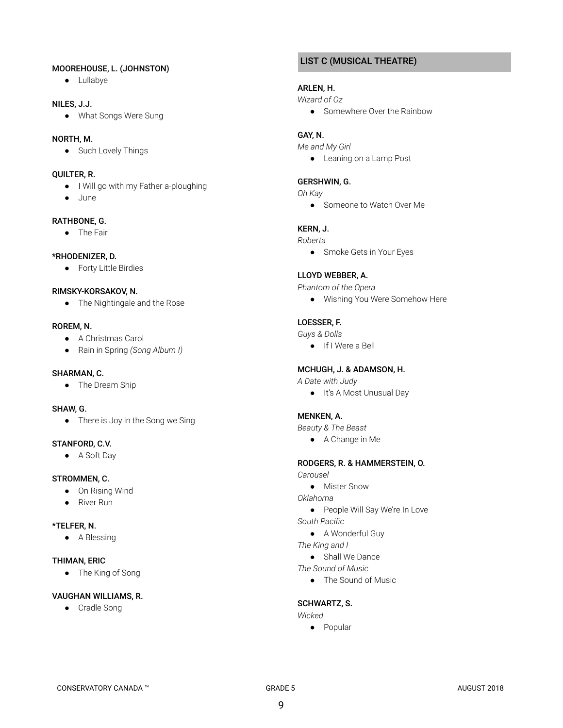**MOOREHOUSE, L. (JOHNSTON)**
- Lullabye

**NILES, J.J.**
- What Songs Were Sung

**NORTH, M.**
- Such Lovely Things

**QUILTER, R.**
- I Will go with my Father a-ploughing
- June

**RATHBONE, G.**
- The Fair

**\*RHODENIZER, D.**
- Forty Little Birdies

**RIMSKY-KORSAKOV, N.**
- The Nightingale and the Rose

**ROREM, N.**
- A Christmas Carol
- Rain in Spring *(Song Album I)*

**SHARMAN, C.**
- The Dream Ship

**SHAW, G.**
- There is Joy in the Song we Sing

**STANFORD, C.V.**
- A Soft Day

**STROMMEN, C.**
- On Rising Wind
- River Run

**\*TELFER, N.**
- A Blessing

**THIMAN, ERIC**
- The King of Song

**VAUGHAN WILLIAMS, R.**
- Cradle Song

## LIST C (MUSICAL THEATRE)

**ARLEN, H.**
*Wizard of Oz*
- Somewhere Over the Rainbow

**GAY, N.**
*Me and My Girl*
- Leaning on a Lamp Post

**GERSHWIN, G.**
*Oh Kay*
- Someone to Watch Over Me

**KERN, J.**
*Roberta*
- Smoke Gets in Your Eyes

**LLOYD WEBBER, A.**
*Phantom of the Opera*
- Wishing You Were Somehow Here

**LOESSER, F.**
*Guys & Dolls*
- If I Were a Bell

**MCHUGH, J. & ADAMSON, H.**
*A Date with Judy*
- It's A Most Unusual Day

**MENKEN, A.**
*Beauty & The Beast*
- A Change in Me

**RODGERS, R. & HAMMERSTEIN, O.**
*Carousel*
- Mister Snow

*Oklahoma*
- People Will Say We're In Love

*South Pacific*
- A Wonderful Guy

*The King and I*
- Shall We Dance

*The Sound of Music*
- The Sound of Music

**SCHWARTZ, S.**
*Wicked*
- Popular